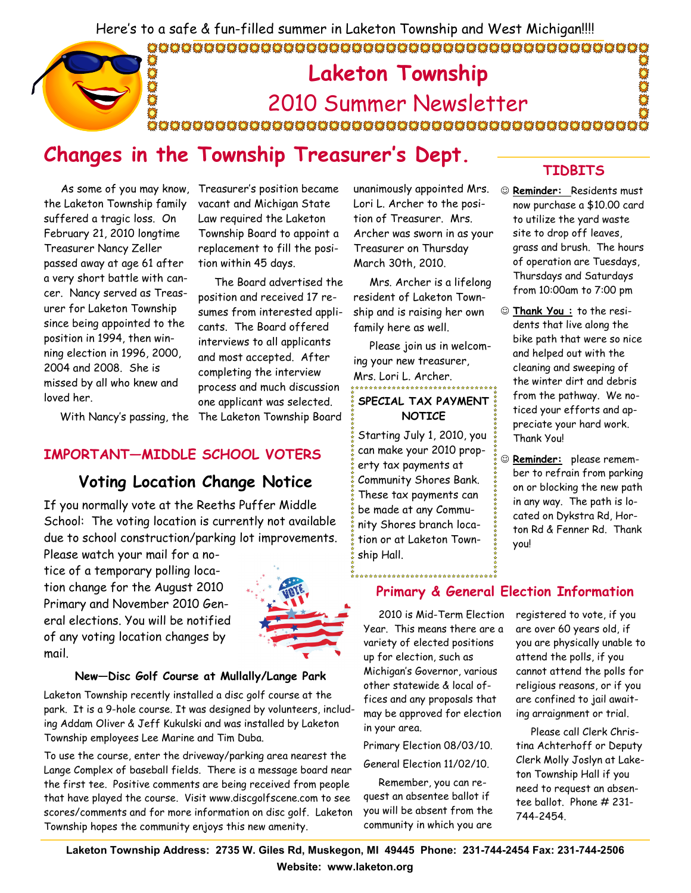Here's to a safe & fun-filled summer in Laketon Township and West Michigan!!!!

# Laketon Township

## 2010 Summer Newsletter

## Changes in the Township Treasurer's Dept.

As some of you may know, the Laketon Township family suffered a tragic loss. On February 21, 2010 longtime Treasurer Nancy Zeller passed away at age 61 after a very short battle with cancer. Nancy served as Treasurer for Laketon Township since being appointed to the position in 1994, then winning election in 1996, 2000, 2004 and 2008. She is missed by all who knew and loved her.

With Nancy's passing, the Treasurer's position became vacant and Michigan State Law required the Laketon Township Board to appoint a replacement to fill the position within 45 days.

The Board advertised the position and received 17 resumes from interested applicants. The Board offered interviews to all applicants and most accepted. After completing the interview process and much discussion one applicant was selected. The Laketon Township Board unanimously appointed Mrs. Lori L. Archer to the position of Treasurer. Mrs. Archer was sworn in as your Treasurer on Thursday March 30th, 2010.

Mrs. Archer is a lifelong resident of Laketon Township and is raising her own family here as well.

Please join us in welcoming your new treasurer, Mrs. Lori L. Archer.

**SPECIAL TAX PAYMENT NOTICE**

Starting July 1, 2010, you can make your 2010 property tax payments at Community Shores Bank. These tax payments can be made at any Community Shores branch location or at Laketon Township Hall.

### TIDBITS

- ☺ **Reminder:** Residents must now purchase a $10.00 card to utilize the yard waste site to drop off leaves, grass and brush. The hours of operation are Tuesdays, Thursdays and Saturdays from 10:00am to 7:00 pm
- ☺ **Thank You :** to the residents that live along the bike path that were so nice and helped out with the cleaning and sweeping of the winter dirt and debris from the pathway. We noticed your efforts and appreciate your hard work. Thank You!
- ☺ **Reminder:** please remember to refrain from parking on or blocking the new path in any way. The path is located on Dykstra Rd, Horton Rd & Fenner Rd. Thank you!

### IMPORTANT—MIDDLE SCHOOL VOTERS

### Voting Location Change Notice

If you normally vote at the Reeths Puffer Middle School: The voting location is currently not available due to school construction/parking lot improvements. Please watch your mail for a notice of a temporary polling location change for the August 2010 Primary and November 2010 General elections. You will be notified of any voting location changes by mail.

### New—Disc Golf Course at Mullally/Lange Park

Laketon Township recently installed a disc golf course at the park. It is a 9-hole course. It was designed by volunteers, including Addam Oliver & Jeff Kukulski and was installed by Laketon Township employees Lee Marine and Tim Duba.

To use the course, enter the driveway/parking area nearest the Lange Complex of baseball fields. There is a message board near the first tee. Positive comments are being received from people that have played the course. Visit www.discgolfscene.com to see scores/comments and for more information on disc golf. Laketon Township hopes the community enjoys this new amenity.

### Primary & General Election Information

2010 is Mid-Term Election Year. This means there are a variety of elected positions up for election, such as Michigan's Governor, various other statewide & local offices and any proposals that may be approved for election in your area.

Primary Election 08/03/10.

General Election 11/02/10.

Remember, you can request an absentee ballot if you will be absent from the community in which you are registered to vote, if you are over 60 years old, if you are physically unable to attend the polls, if you cannot attend the polls for religious reasons, or if you are confined to jail awaiting arraignment or trial.

Please call Clerk Christina Achterhoff or Deputy Clerk Molly Joslyn at Laketon Township Hall if you need to request an absentee ballot. Phone # 231-744-2454.

**Laketon Township Address: 2735 W. Giles Rd, Muskegon, MI 49445 Phone: 231-744-2454 Fax: 231-744-2506**

**Website: www.laketon.org**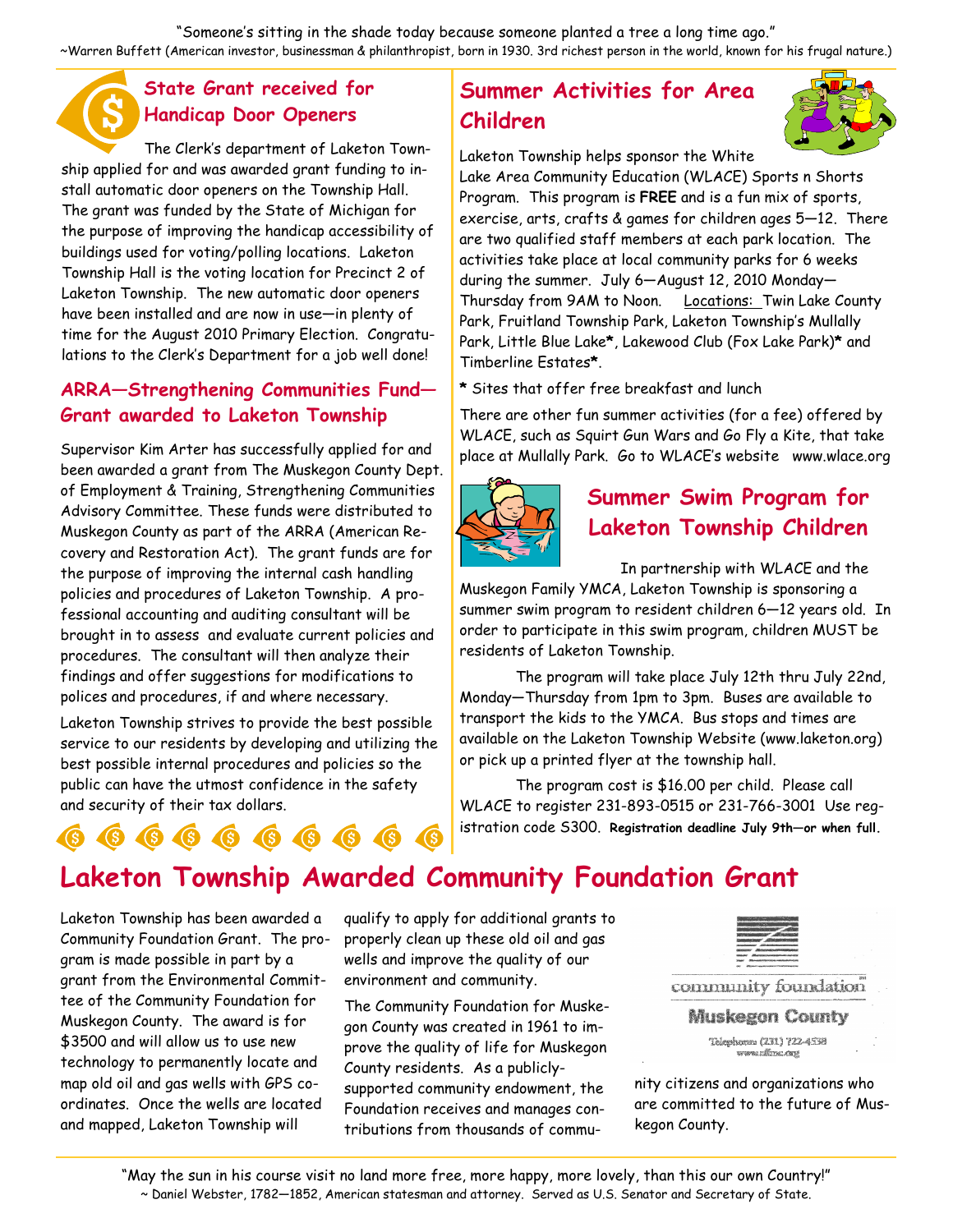"Someone's sitting in the shade today because someone planted a tree a long time ago."
~Warren Buffett (American investor, businessman & philanthropist, born in 1930. 3rd richest person in the world, known for his frugal nature.)

## State Grant received for Handicap Door Openers

The Clerk's department of Laketon Township applied for and was awarded grant funding to install automatic door openers on the Township Hall. The grant was funded by the State of Michigan for the purpose of improving the handicap accessibility of buildings used for voting/polling locations. Laketon Township Hall is the voting location for Precinct 2 of Laketon Township. The new automatic door openers have been installed and are now in use—in plenty of time for the August 2010 Primary Election. Congratulations to the Clerk's Department for a job well done!

## ARRA—Strengthening Communities Fund—Grant awarded to Laketon Township

Supervisor Kim Arter has successfully applied for and been awarded a grant from The Muskegon County Dept. of Employment & Training, Strengthening Communities Advisory Committee. These funds were distributed to Muskegon County as part of the ARRA (American Recovery and Restoration Act). The grant funds are for the purpose of improving the internal cash handling policies and procedures of Laketon Township. A professional accounting and auditing consultant will be brought in to assess and evaluate current policies and procedures. The consultant will then analyze their findings and offer suggestions for modifications to polices and procedures, if and where necessary.

Laketon Township strives to provide the best possible service to our residents by developing and utilizing the best possible internal procedures and policies so the public can have the utmost confidence in the safety and security of their tax dollars.

## Summer Activities for Area Children

Laketon Township helps sponsor the White Lake Area Community Education (WLACE) Sports n Shorts Program. This program is **FREE** and is a fun mix of sports, exercise, arts, crafts & games for children ages 5—12. There are two qualified staff members at each park location. The activities take place at local community parks for 6 weeks during the summer. July 6—August 12, 2010 Monday—Thursday from 9AM to Noon. Locations: Twin Lake County Park, Fruitland Township Park, Laketon Township's Mullally Park, Little Blue Lake*, Lakewood Club (Fox Lake Park)* and Timberline Estates*.

* Sites that offer free breakfast and lunch

There are other fun summer activities (for a fee) offered by WLACE, such as Squirt Gun Wars and Go Fly a Kite, that take place at Mullally Park. Go to WLACE's website www.wlace.org

## Summer Swim Program for Laketon Township Children

In partnership with WLACE and the Muskegon Family YMCA, Laketon Township is sponsoring a summer swim program to resident children 6—12 years old. In order to participate in this swim program, children MUST be residents of Laketon Township.

The program will take place July 12th thru July 22nd, Monday—Thursday from 1pm to 3pm. Buses are available to transport the kids to the YMCA. Bus stops and times are available on the Laketon Township Website (www.laketon.org) or pick up a printed flyer at the township hall.

The program cost is $16.00 per child. Please call WLACE to register 231-893-0515 or 231-766-3001 Use registration code S300. **Registration deadline July 9th—or when full.**

# Laketon Township Awarded Community Foundation Grant

Laketon Township has been awarded a Community Foundation Grant. The program is made possible in part by a grant from the Environmental Committee of the Community Foundation for Muskegon County. The award is for $3500 and will allow us to use new technology to permanently locate and map old oil and gas wells with GPS coordinates. Once the wells are located and mapped, Laketon Township will qualify to apply for additional grants to properly clean up these old oil and gas wells and improve the quality of our environment and community.

The Community Foundation for Muskegon County was created in 1961 to improve the quality of life for Muskegon County residents. As a publicly-supported community endowment, the Foundation receives and manages contributions from thousands of community citizens and organizations who are committed to the future of Muskegon County.

community foundation
Muskegon County
Telephone (231) 722-4538
www.cffmc.org

"May the sun in his course visit no land more free, more happy, more lovely, than this our own Country!"
~ Daniel Webster, 1782—1852, American statesman and attorney. Served as U.S. Senator and Secretary of State.